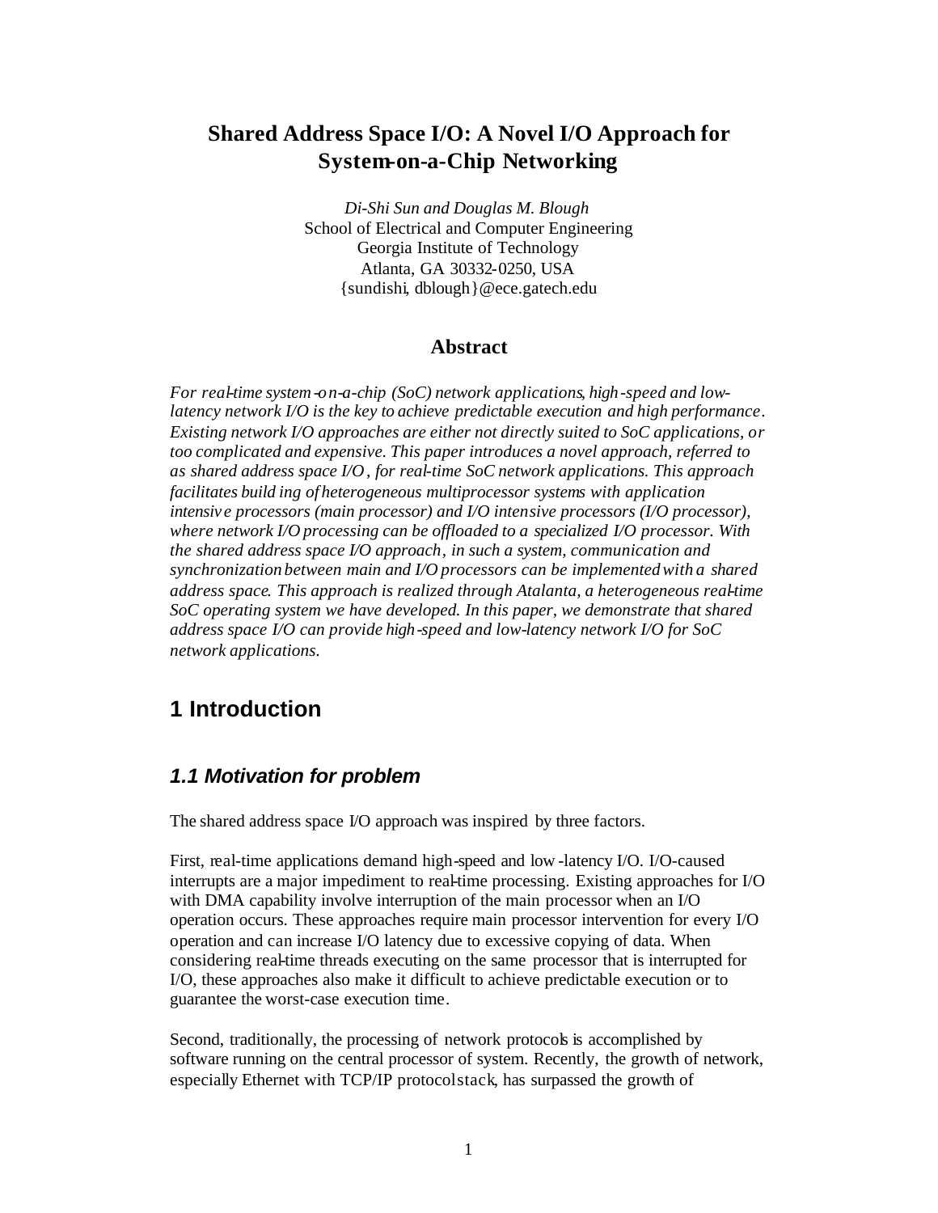# Shared Address Space I/O: A Novel I/O Approach for System-on-a-Chip Networking

*Di-Shi Sun and Douglas M. Blough*
School of Electrical and Computer Engineering
Georgia Institute of Technology
Atlanta, GA 30332-0250, USA
{sundishi, dblough}@ece.gatech.edu

## Abstract

*For real-time system-on-a-chip (SoC) network applications, high-speed and low-latency network I/O is the key to achieve predictable execution and high performance. Existing network I/O approaches are either not directly suited to SoC applications, or too complicated and expensive. This paper introduces a novel approach, referred to as shared address space I/O, for real-time SoC network applications. This approach facilitates building of heterogeneous multiprocessor systems with application intensive processors (main processor) and I/O intensive processors (I/O processor), where network I/O processing can be offloaded to a specialized I/O processor. With the shared address space I/O approach, in such a system, communication and synchronization between main and I/O processors can be implemented with a shared address space. This approach is realized through Atalanta, a heterogeneous real-time SoC operating system we have developed. In this paper, we demonstrate that shared address space I/O can provide high-speed and low-latency network I/O for SoC network applications.*

## 1 Introduction

### *1.1 Motivation for problem*

The shared address space I/O approach was inspired by three factors.

First, real-time applications demand high-speed and low-latency I/O. I/O-caused interrupts are a major impediment to real-time processing. Existing approaches for I/O with DMA capability involve interruption of the main processor when an I/O operation occurs. These approaches require main processor intervention for every I/O operation and can increase I/O latency due to excessive copying of data. When considering real-time threads executing on the same processor that is interrupted for I/O, these approaches also make it difficult to achieve predictable execution or to guarantee the worst-case execution time.

Second, traditionally, the processing of network protocols is accomplished by software running on the central processor of system. Recently, the growth of network, especially Ethernet with TCP/IP protocol stack, has surpassed the growth of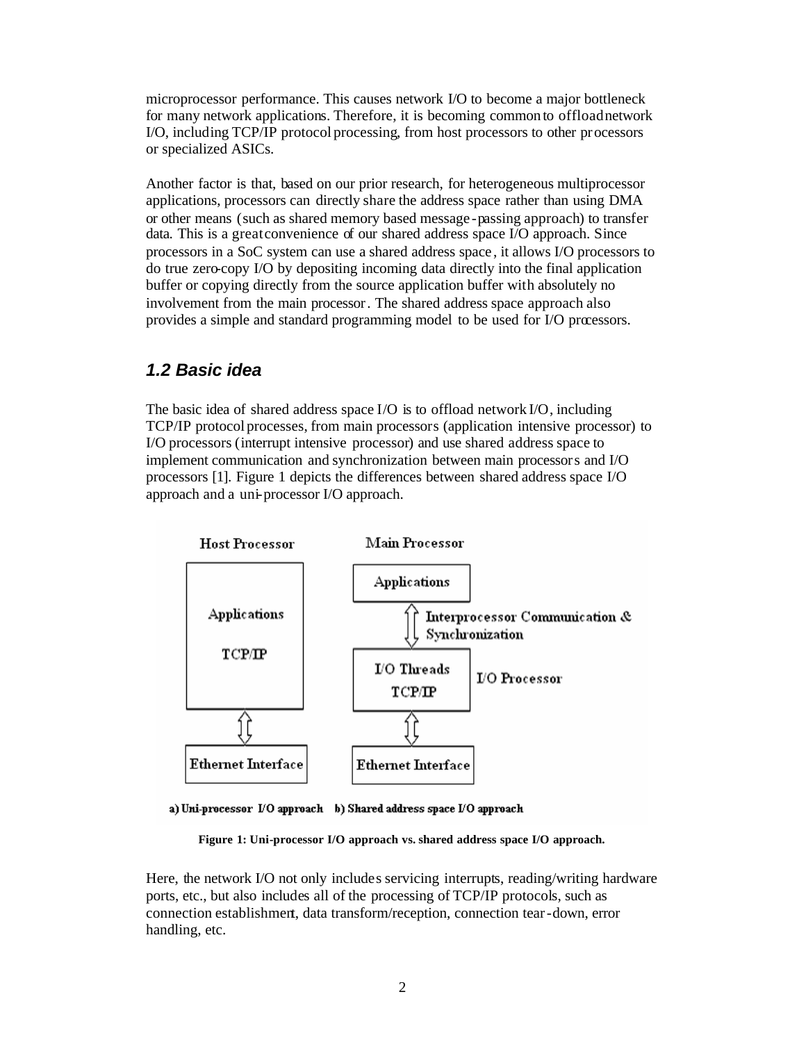microprocessor performance. This causes network I/O to become a major bottleneck for many network applications. Therefore, it is becoming common to offload network I/O, including TCP/IP protocol processing, from host processors to other processors or specialized ASICs.

Another factor is that, based on our prior research, for heterogeneous multiprocessor applications, processors can directly share the address space rather than using DMA or other means (such as shared memory based message-passing approach) to transfer data. This is a great convenience of our shared address space I/O approach. Since processors in a SoC system can use a shared address space, it allows I/O processors to do true zero-copy I/O by depositing incoming data directly into the final application buffer or copying directly from the source application buffer with absolutely no involvement from the main processor. The shared address space approach also provides a simple and standard programming model to be used for I/O processors.

## *1.2 Basic idea*

The basic idea of shared address space I/O is to offload network I/O, including TCP/IP protocol processes, from main processors (application intensive processor) to I/O processors (interrupt intensive processor) and use shared address space to implement communication and synchronization between main processors and I/O processors [1]. Figure 1 depicts the differences between shared address space I/O approach and a uni-processor I/O approach.

a) Uni-processor I/O approach b) Shared address space I/O approach

**Figure 1: Uni-processor I/O approach vs. shared address space I/O approach.**

Here, the network I/O not only includes servicing interrupts, reading/writing hardware ports, etc., but also includes all of the processing of TCP/IP protocols, such as connection establishment, data transform/reception, connection tear-down, error handling, etc.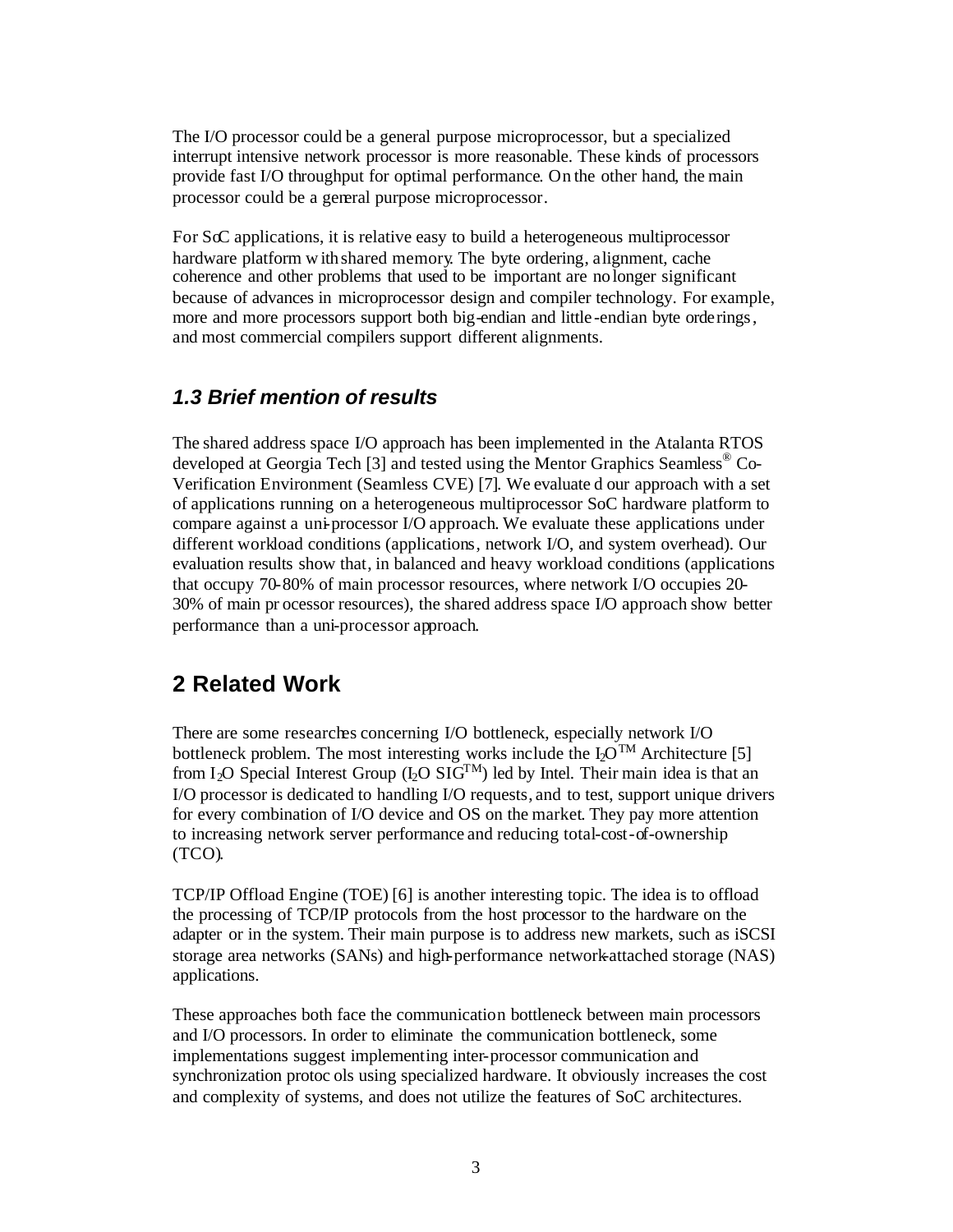The I/O processor could be a general purpose microprocessor, but a specialized interrupt intensive network processor is more reasonable. These kinds of processors provide fast I/O throughput for optimal performance. On the other hand, the main processor could be a general purpose microprocessor.

For SoC applications, it is relative easy to build a heterogeneous multiprocessor hardware platform with shared memory. The byte ordering, alignment, cache coherence and other problems that used to be important are no longer significant because of advances in microprocessor design and compiler technology. For example, more and more processors support both big-endian and little-endian byte orderings, and most commercial compilers support different alignments.

### *1.3 Brief mention of results*

The shared address space I/O approach has been implemented in the Atalanta RTOS developed at Georgia Tech [3] and tested using the Mentor Graphics Seamless® Co-Verification Environment (Seamless CVE) [7]. We evaluated our approach with a set of applications running on a heterogeneous multiprocessor SoC hardware platform to compare against a uni-processor I/O approach. We evaluate these applications under different workload conditions (applications, network I/O, and system overhead). Our evaluation results show that, in balanced and heavy workload conditions (applications that occupy 70-80% of main processor resources, where network I/O occupies 20-30% of main processor resources), the shared address space I/O approach show better performance than a uni-processor approach.

## 2 Related Work

There are some researches concerning I/O bottleneck, especially network I/O bottleneck problem. The most interesting works include the $I_2O^{TM}$ Architecture [5] from $I_2O$ Special Interest Group ($I_2O$ $SIG^{TM}$) led by Intel. Their main idea is that an I/O processor is dedicated to handling I/O requests, and to test, support unique drivers for every combination of I/O device and OS on the market. They pay more attention to increasing network server performance and reducing total-cost-of-ownership (TCO).

TCP/IP Offload Engine (TOE) [6] is another interesting topic. The idea is to offload the processing of TCP/IP protocols from the host processor to the hardware on the adapter or in the system. Their main purpose is to address new markets, such as iSCSI storage area networks (SANs) and high-performance network-attached storage (NAS) applications.

These approaches both face the communication bottleneck between main processors and I/O processors. In order to eliminate the communication bottleneck, some implementations suggest implementing inter-processor communication and synchronization protocols using specialized hardware. It obviously increases the cost and complexity of systems, and does not utilize the features of SoC architectures.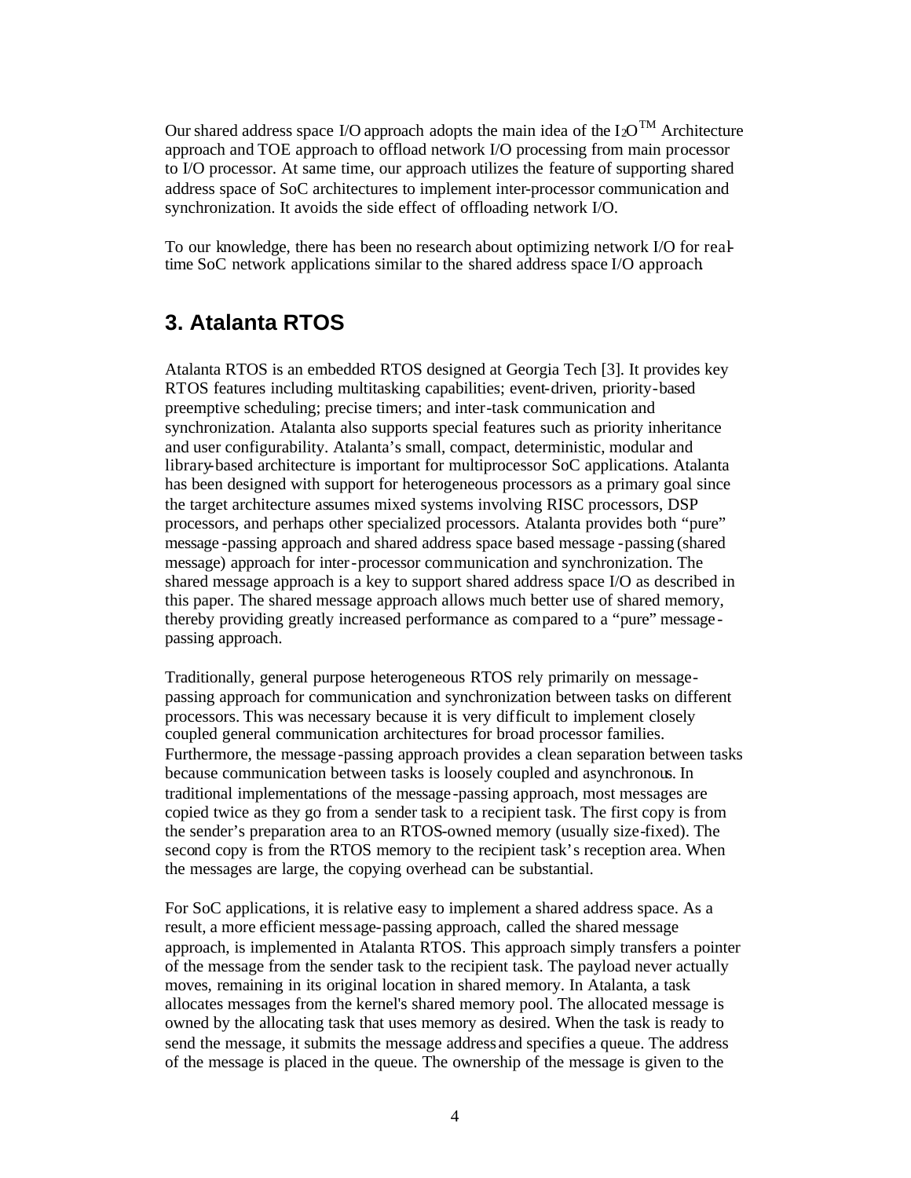Our shared address space I/O approach adopts the main idea of the $I_2O^{TM}$ Architecture approach and TOE approach to offload network I/O processing from main processor to I/O processor. At same time, our approach utilizes the feature of supporting shared address space of SoC architectures to implement inter-processor communication and synchronization. It avoids the side effect of offloading network I/O.

To our knowledge, there has been no research about optimizing network I/O for real-time SoC network applications similar to the shared address space I/O approach.

## 3. Atalanta RTOS

Atalanta RTOS is an embedded RTOS designed at Georgia Tech [3]. It provides key RTOS features including multitasking capabilities; event-driven, priority-based preemptive scheduling; precise timers; and inter-task communication and synchronization. Atalanta also supports special features such as priority inheritance and user configurability. Atalanta's small, compact, deterministic, modular and library-based architecture is important for multiprocessor SoC applications. Atalanta has been designed with support for heterogeneous processors as a primary goal since the target architecture assumes mixed systems involving RISC processors, DSP processors, and perhaps other specialized processors. Atalanta provides both "pure" message-passing approach and shared address space based message-passing (shared message) approach for inter-processor communication and synchronization. The shared message approach is a key to support shared address space I/O as described in this paper. The shared message approach allows much better use of shared memory, thereby providing greatly increased performance as compared to a "pure" message-passing approach.

Traditionally, general purpose heterogeneous RTOS rely primarily on message-passing approach for communication and synchronization between tasks on different processors. This was necessary because it is very difficult to implement closely coupled general communication architectures for broad processor families. Furthermore, the message-passing approach provides a clean separation between tasks because communication between tasks is loosely coupled and asynchronous. In traditional implementations of the message-passing approach, most messages are copied twice as they go from a sender task to a recipient task. The first copy is from the sender's preparation area to an RTOS-owned memory (usually size-fixed). The second copy is from the RTOS memory to the recipient task's reception area. When the messages are large, the copying overhead can be substantial.

For SoC applications, it is relative easy to implement a shared address space. As a result, a more efficient message-passing approach, called the shared message approach, is implemented in Atalanta RTOS. This approach simply transfers a pointer of the message from the sender task to the recipient task. The payload never actually moves, remaining in its original location in shared memory. In Atalanta, a task allocates messages from the kernel's shared memory pool. The allocated message is owned by the allocating task that uses memory as desired. When the task is ready to send the message, it submits the message address and specifies a queue. The address of the message is placed in the queue. The ownership of the message is given to the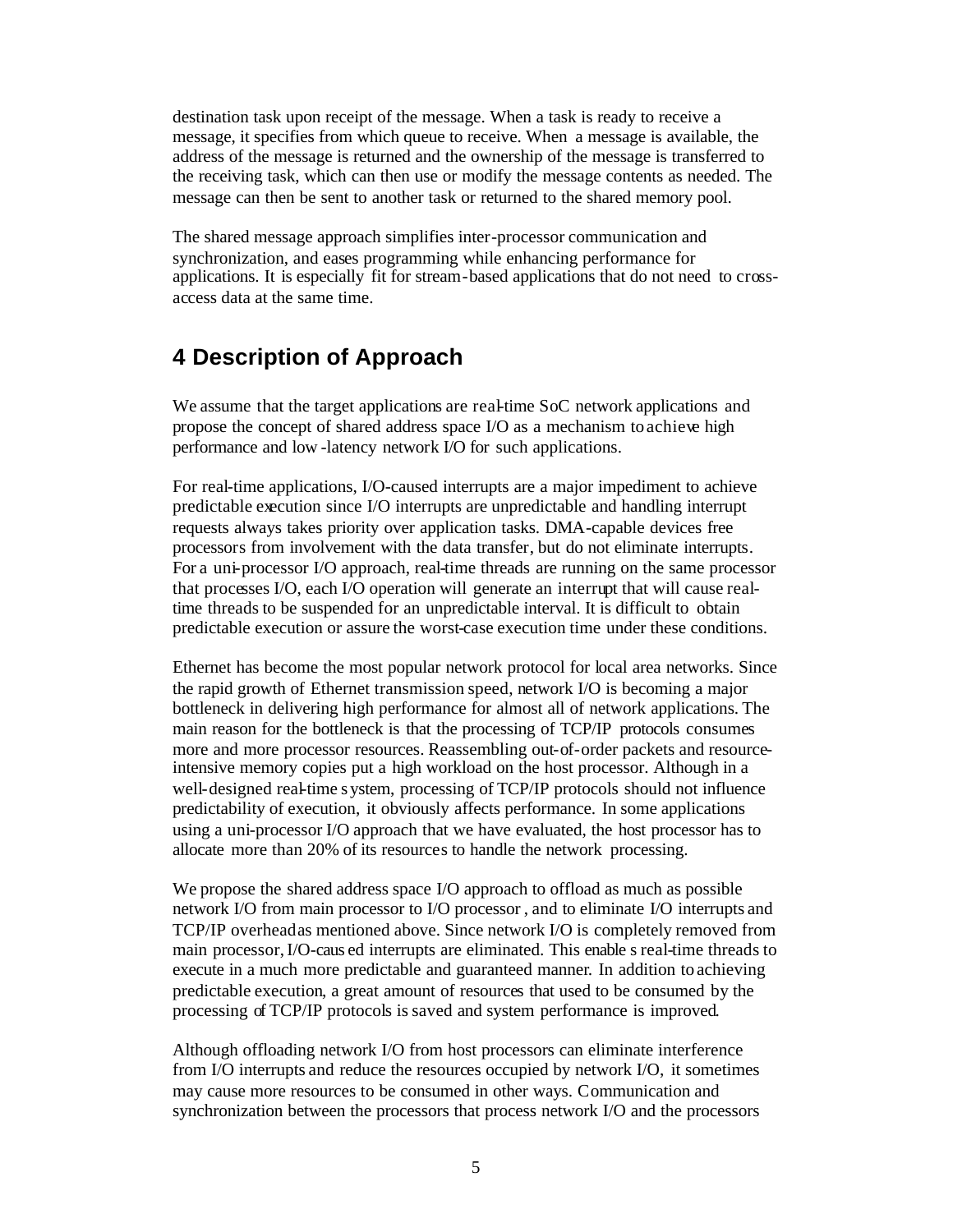destination task upon receipt of the message. When a task is ready to receive a message, it specifies from which queue to receive. When a message is available, the address of the message is returned and the ownership of the message is transferred to the receiving task, which can then use or modify the message contents as needed. The message can then be sent to another task or returned to the shared memory pool.

The shared message approach simplifies inter-processor communication and synchronization, and eases programming while enhancing performance for applications. It is especially fit for stream-based applications that do not need to cross-access data at the same time.

## 4 Description of Approach

We assume that the target applications are real-time SoC network applications and propose the concept of shared address space I/O as a mechanism to achieve high performance and low-latency network I/O for such applications.

For real-time applications, I/O-caused interrupts are a major impediment to achieve predictable execution since I/O interrupts are unpredictable and handling interrupt requests always takes priority over application tasks. DMA-capable devices free processors from involvement with the data transfer, but do not eliminate interrupts. For a uni-processor I/O approach, real-time threads are running on the same processor that processes I/O, each I/O operation will generate an interrupt that will cause real-time threads to be suspended for an unpredictable interval. It is difficult to obtain predictable execution or assure the worst-case execution time under these conditions.

Ethernet has become the most popular network protocol for local area networks. Since the rapid growth of Ethernet transmission speed, network I/O is becoming a major bottleneck in delivering high performance for almost all of network applications. The main reason for the bottleneck is that the processing of TCP/IP protocols consumes more and more processor resources. Reassembling out-of-order packets and resource-intensive memory copies put a high workload on the host processor. Although in a well-designed real-time system, processing of TCP/IP protocols should not influence predictability of execution, it obviously affects performance. In some applications using a uni-processor I/O approach that we have evaluated, the host processor has to allocate more than 20% of its resources to handle the network processing.

We propose the shared address space I/O approach to offload as much as possible network I/O from main processor to I/O processor, and to eliminate I/O interrupts and TCP/IP overhead as mentioned above. Since network I/O is completely removed from main processor, I/O-caused interrupts are eliminated. This enables real-time threads to execute in a much more predictable and guaranteed manner. In addition to achieving predictable execution, a great amount of resources that used to be consumed by the processing of TCP/IP protocols is saved and system performance is improved.

Although offloading network I/O from host processors can eliminate interference from I/O interrupts and reduce the resources occupied by network I/O, it sometimes may cause more resources to be consumed in other ways. Communication and synchronization between the processors that process network I/O and the processors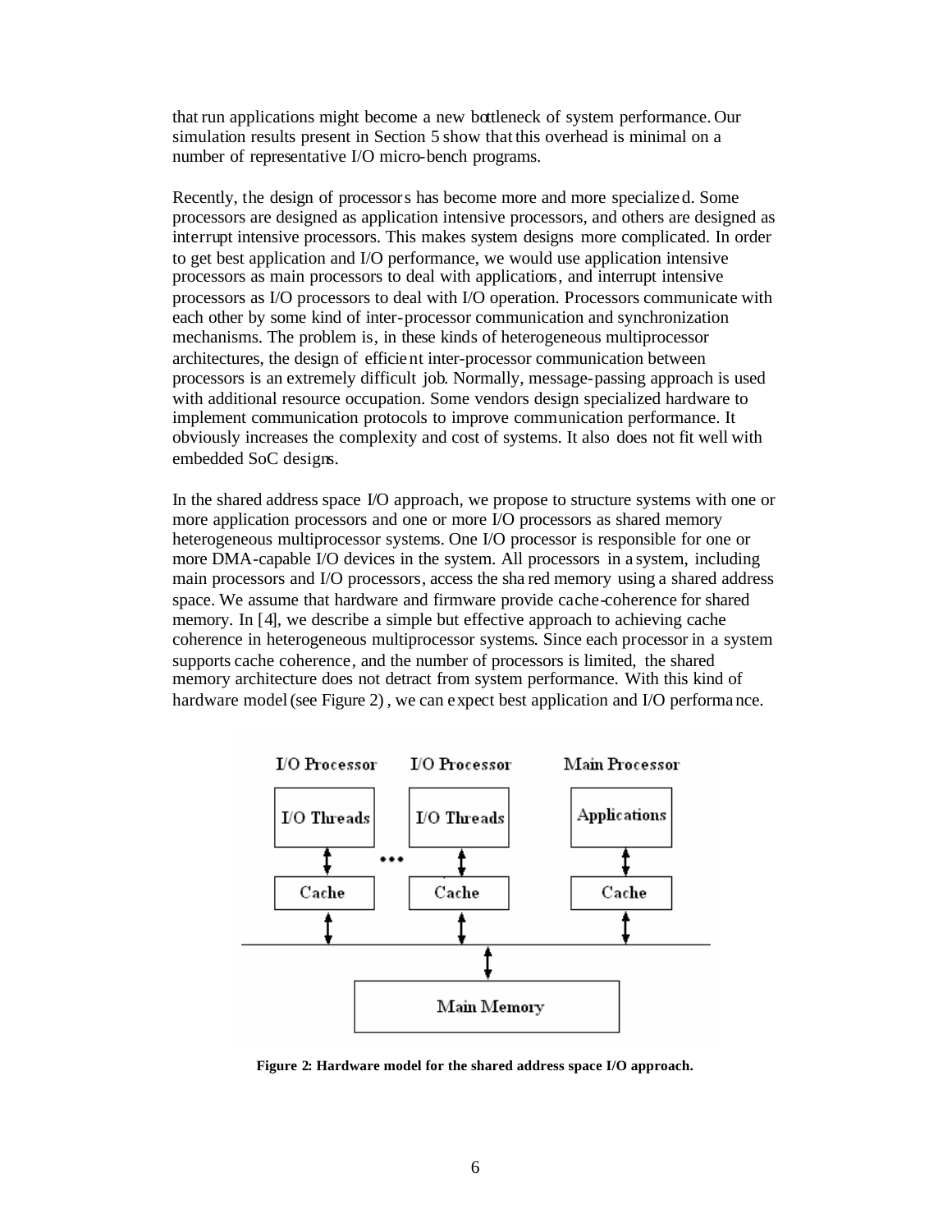that run applications might become a new bottleneck of system performance. Our simulation results present in Section 5 show that this overhead is minimal on a number of representative I/O micro-bench programs.

Recently, the design of processors has become more and more specialized. Some processors are designed as application intensive processors, and others are designed as interrupt intensive processors. This makes system designs more complicated. In order to get best application and I/O performance, we would use application intensive processors as main processors to deal with applications, and interrupt intensive processors as I/O processors to deal with I/O operation. Processors communicate with each other by some kind of inter-processor communication and synchronization mechanisms. The problem is, in these kinds of heterogeneous multiprocessor architectures, the design of efficient inter-processor communication between processors is an extremely difficult job. Normally, message-passing approach is used with additional resource occupation. Some vendors design specialized hardware to implement communication protocols to improve communication performance. It obviously increases the complexity and cost of systems. It also does not fit well with embedded SoC designs.

In the shared address space I/O approach, we propose to structure systems with one or more application processors and one or more I/O processors as shared memory heterogeneous multiprocessor systems. One I/O processor is responsible for one or more DMA-capable I/O devices in the system. All processors in a system, including main processors and I/O processors, access the shared memory using a shared address space. We assume that hardware and firmware provide cache-coherence for shared memory. In [4], we describe a simple but effective approach to achieving cache coherence in heterogeneous multiprocessor systems. Since each processor in a system supports cache coherence, and the number of processors is limited, the shared memory architecture does not detract from system performance. With this kind of hardware model (see Figure 2), we can expect best application and I/O performance.

**Figure 2: Hardware model for the shared address space I/O approach.**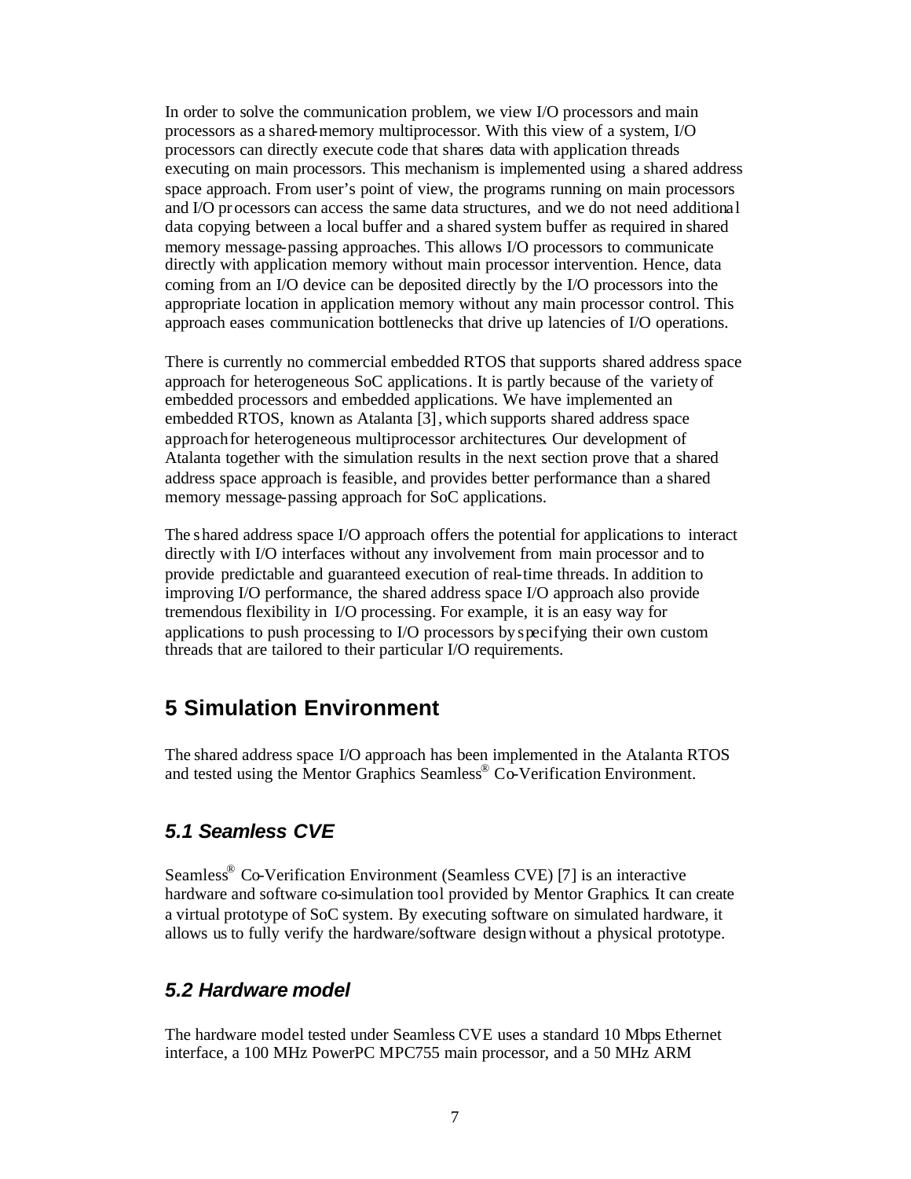In order to solve the communication problem, we view I/O processors and main processors as a shared-memory multiprocessor. With this view of a system, I/O processors can directly execute code that shares data with application threads executing on main processors. This mechanism is implemented using a shared address space approach. From user's point of view, the programs running on main processors and I/O processors can access the same data structures, and we do not need additional data copying between a local buffer and a shared system buffer as required in shared memory message-passing approaches. This allows I/O processors to communicate directly with application memory without main processor intervention. Hence, data coming from an I/O device can be deposited directly by the I/O processors into the appropriate location in application memory without any main processor control. This approach eases communication bottlenecks that drive up latencies of I/O operations.

There is currently no commercial embedded RTOS that supports shared address space approach for heterogeneous SoC applications. It is partly because of the variety of embedded processors and embedded applications. We have implemented an embedded RTOS, known as Atalanta [3], which supports shared address space approach for heterogeneous multiprocessor architectures. Our development of Atalanta together with the simulation results in the next section prove that a shared address space approach is feasible, and provides better performance than a shared memory message-passing approach for SoC applications.

The shared address space I/O approach offers the potential for applications to interact directly with I/O interfaces without any involvement from main processor and to provide predictable and guaranteed execution of real-time threads. In addition to improving I/O performance, the shared address space I/O approach also provide tremendous flexibility in I/O processing. For example, it is an easy way for applications to push processing to I/O processors by specifying their own custom threads that are tailored to their particular I/O requirements.

## 5 Simulation Environment

The shared address space I/O approach has been implemented in the Atalanta RTOS and tested using the Mentor Graphics Seamless® Co-Verification Environment.

### *5.1 Seamless CVE*

Seamless® Co-Verification Environment (Seamless CVE) [7] is an interactive hardware and software co-simulation tool provided by Mentor Graphics. It can create a virtual prototype of SoC system. By executing software on simulated hardware, it allows us to fully verify the hardware/software design without a physical prototype.

### *5.2 Hardware model*

The hardware model tested under Seamless CVE uses a standard 10 Mbps Ethernet interface, a 100 MHz PowerPC MPC755 main processor, and a 50 MHz ARM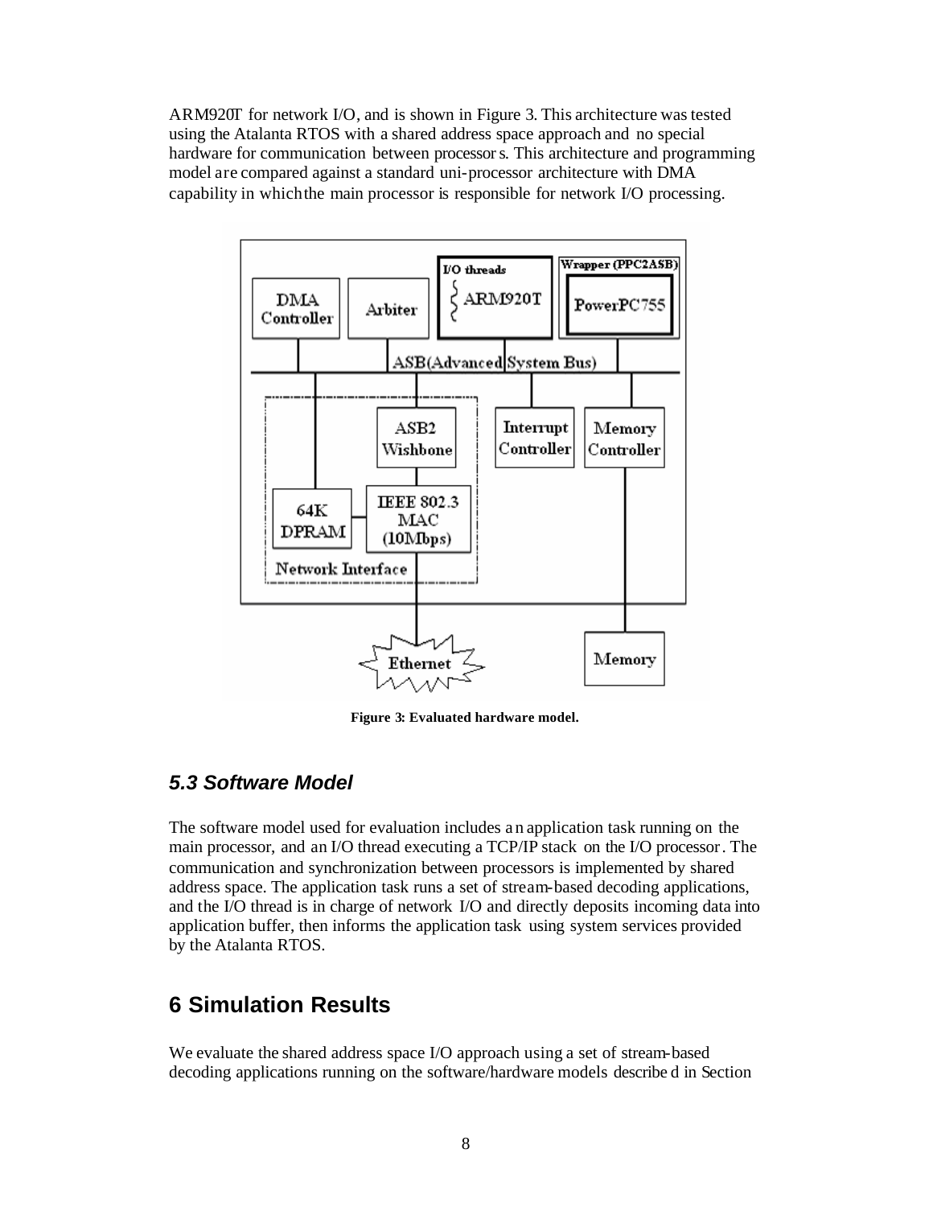ARM920T for network I/O, and is shown in Figure 3. This architecture was tested using the Atalanta RTOS with a shared address space approach and no special hardware for communication between processors. This architecture and programming model are compared against a standard uni-processor architecture with DMA capability in which the main processor is responsible for network I/O processing.

**Figure 3: Evaluated hardware model.**

### *5.3 Software Model*

The software model used for evaluation includes an application task running on the main processor, and an I/O thread executing a TCP/IP stack on the I/O processor. The communication and synchronization between processors is implemented by shared address space. The application task runs a set of stream-based decoding applications, and the I/O thread is in charge of network I/O and directly deposits incoming data into application buffer, then informs the application task using system services provided by the Atalanta RTOS.

## 6 Simulation Results

We evaluate the shared address space I/O approach using a set of stream-based decoding applications running on the software/hardware models described in Section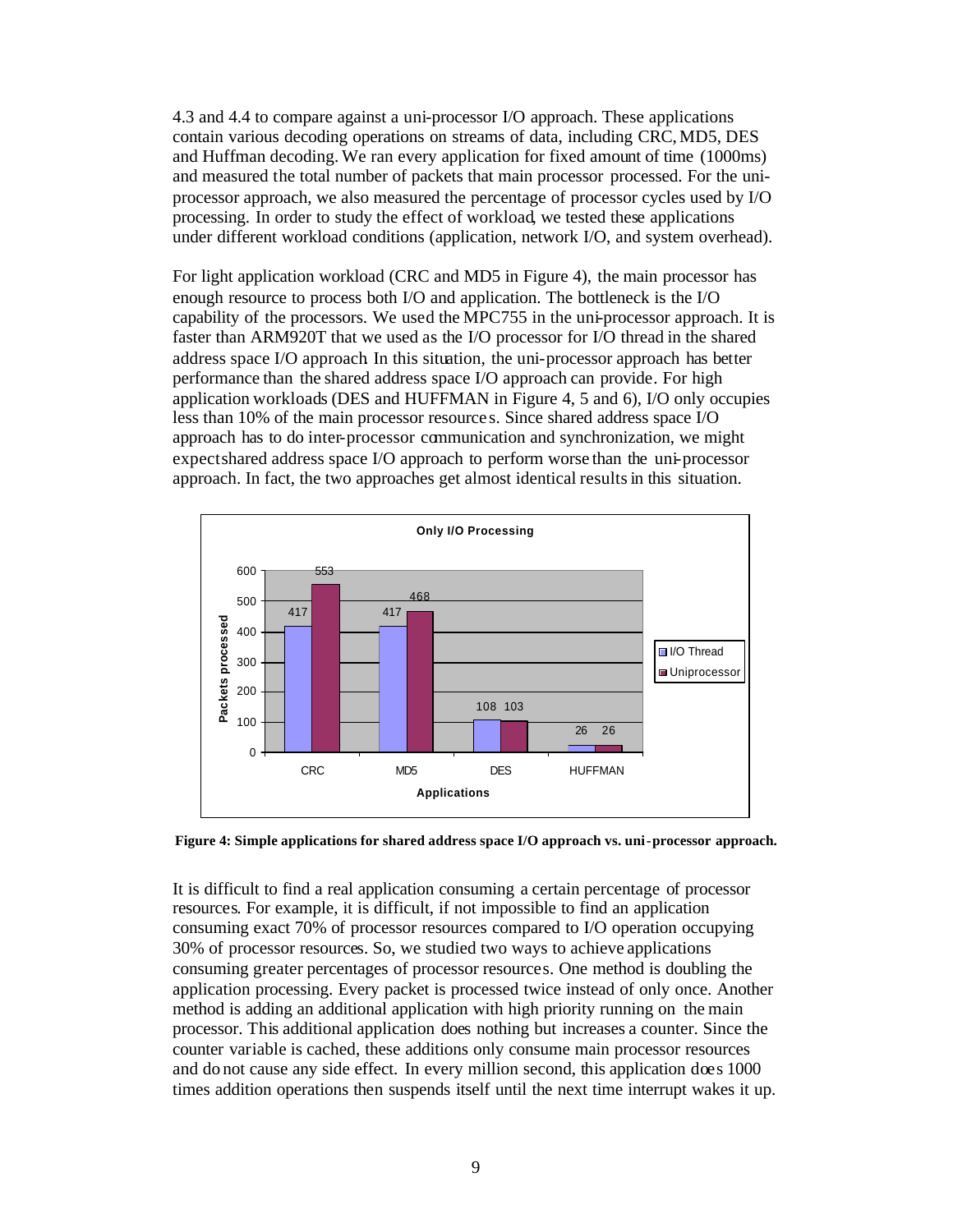4.3 and 4.4 to compare against a uni-processor I/O approach. These applications contain various decoding operations on streams of data, including CRC, MD5, DES and Huffman decoding. We ran every application for fixed amount of time (1000ms) and measured the total number of packets that main processor processed. For the uni-processor approach, we also measured the percentage of processor cycles used by I/O processing. In order to study the effect of workload, we tested these applications under different workload conditions (application, network I/O, and system overhead).

For light application workload (CRC and MD5 in Figure 4), the main processor has enough resource to process both I/O and application. The bottleneck is the I/O capability of the processors. We used the MPC755 in the uni-processor approach. It is faster than ARM920T that we used as the I/O processor for I/O thread in the shared address space I/O approach. In this situation, the uni-processor approach has better performance than the shared address space I/O approach can provide. For high application workloads (DES and HUFFMAN in Figure 4, 5 and 6), I/O only occupies less than 10% of the main processor resources. Since shared address space I/O approach has to do inter-processor communication and synchronization, we might expect shared address space I/O approach to perform worse than the uni-processor approach. In fact, the two approaches get almost identical results in this situation.

**Only I/O Processing**

| Applications | I/O Thread | Uniprocessor |
| --- | --- | --- |
| CRC | 417 | 553 |
| MD5 | 417 | 468 |
| DES | 108 | 103 |
| HUFFMAN | 26 | 26 |

**Figure 4: Simple applications for shared address space I/O approach vs. uni-processor approach.**

It is difficult to find a real application consuming a certain percentage of processor resources. For example, it is difficult, if not impossible to find an application consuming exact 70% of processor resources compared to I/O operation occupying 30% of processor resources. So, we studied two ways to achieve applications consuming greater percentages of processor resources. One method is doubling the application processing. Every packet is processed twice instead of only once. Another method is adding an additional application with high priority running on the main processor. This additional application does nothing but increases a counter. Since the counter variable is cached, these additions only consume main processor resources and do not cause any side effect. In every million second, this application does 1000 times addition operations then suspends itself until the next time interrupt wakes it up.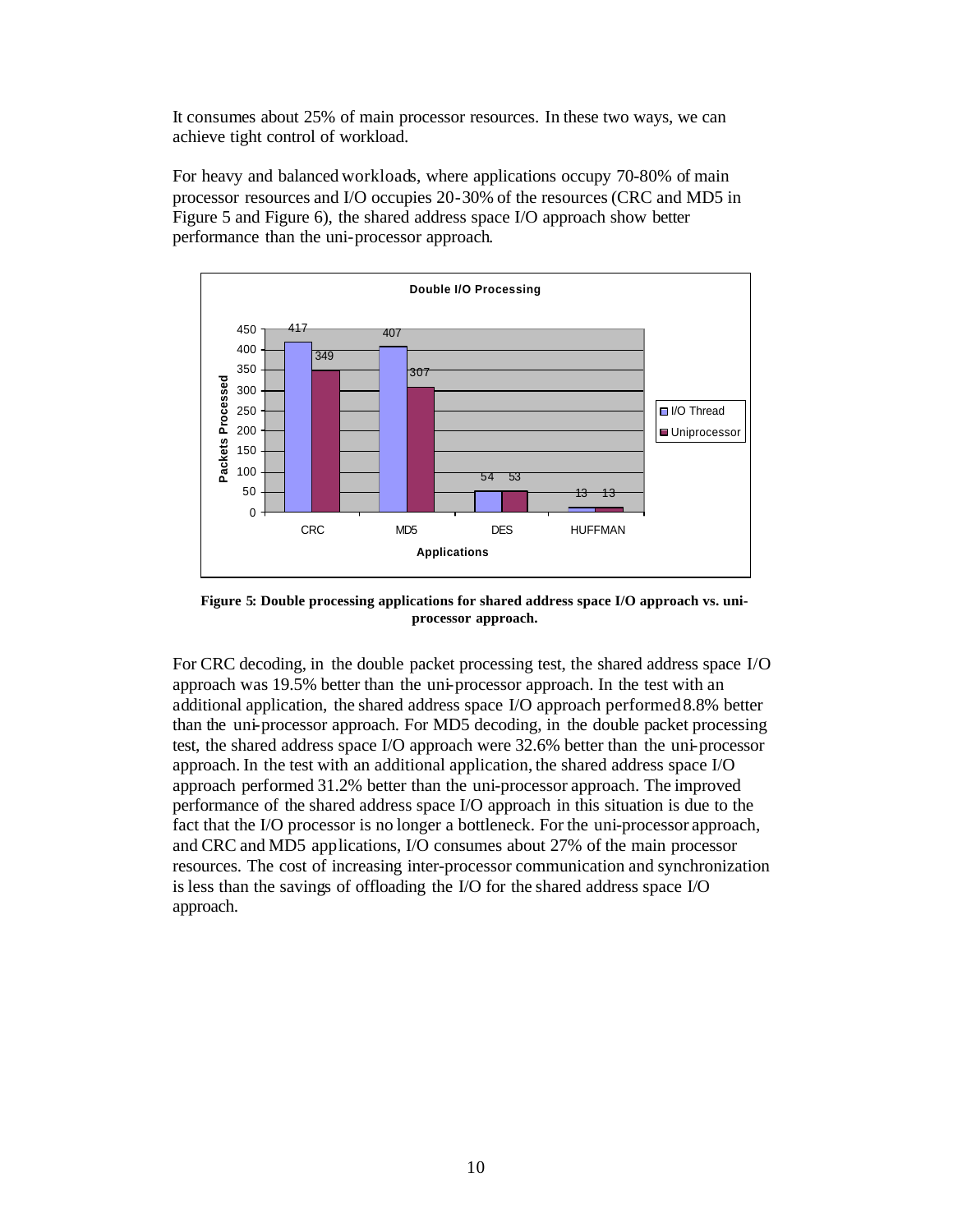It consumes about 25% of main processor resources. In these two ways, we can achieve tight control of workload.

For heavy and balanced workloads, where applications occupy 70-80% of main processor resources and I/O occupies 20-30% of the resources (CRC and MD5 in Figure 5 and Figure 6), the shared address space I/O approach show better performance than the uni-processor approach.

**Double I/O Processing**

| Applications | I/O Thread (Packets Processed) | Uniprocessor (Packets Processed) |
| --- | --- | --- |
| CRC | 417 | 349 |
| MD5 | 407 | 307 |
| DES | 54 | 53 |
| HUFFMAN | 13 | 13 |

**Figure 5: Double processing applications for shared address space I/O approach vs. uni-processor approach.**

For CRC decoding, in the double packet processing test, the shared address space I/O approach was 19.5% better than the uni-processor approach. In the test with an additional application, the shared address space I/O approach performed 8.8% better than the uni-processor approach. For MD5 decoding, in the double packet processing test, the shared address space I/O approach were 32.6% better than the uni-processor approach. In the test with an additional application, the shared address space I/O approach performed 31.2% better than the uni-processor approach. The improved performance of the shared address space I/O approach in this situation is due to the fact that the I/O processor is no longer a bottleneck. For the uni-processor approach, and CRC and MD5 applications, I/O consumes about 27% of the main processor resources. The cost of increasing inter-processor communication and synchronization is less than the savings of offloading the I/O for the shared address space I/O approach.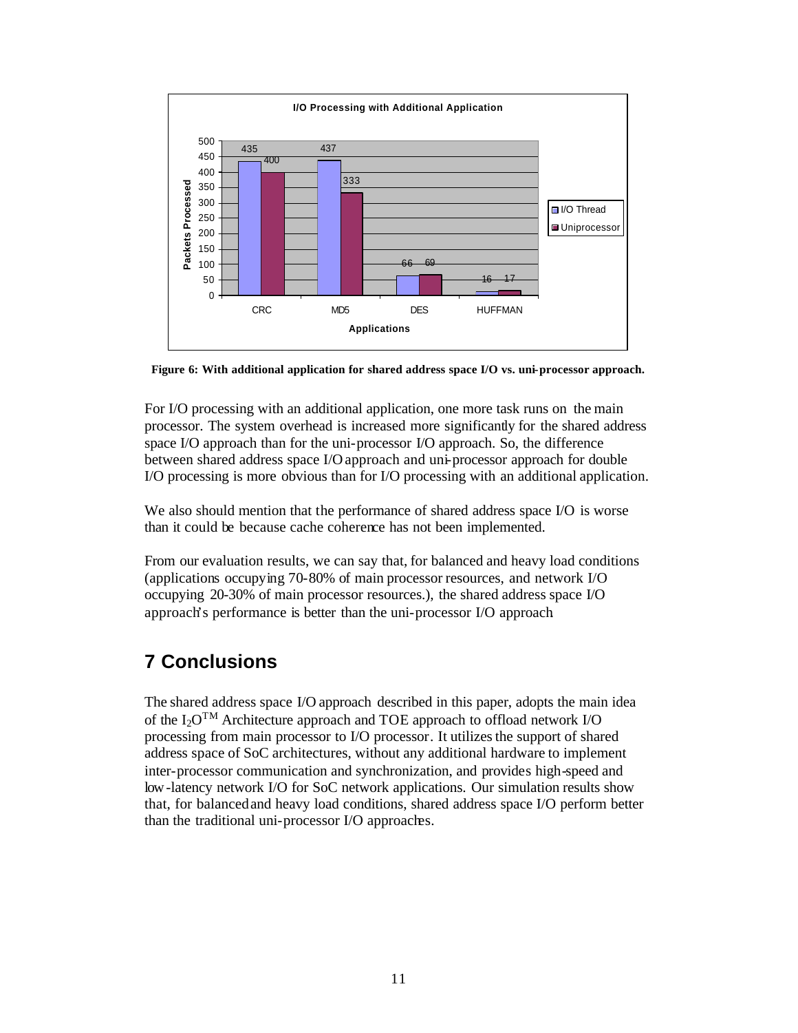I/O Processing with Additional Application

| Applications | I/O Thread | Uniprocessor |
|---|---|---|
| CRC | 435 | 400 |
| MD5 | 437 | 333 |
| DES | 66 | 69 |
| HUFFMAN | 16 | 17 |

**Figure 6: With additional application for shared address space I/O vs. uni-processor approach.**

For I/O processing with an additional application, one more task runs on the main processor. The system overhead is increased more significantly for the shared address space I/O approach than for the uni-processor I/O approach. So, the difference between shared address space I/O approach and uni-processor approach for double I/O processing is more obvious than for I/O processing with an additional application.

We also should mention that the performance of shared address space I/O is worse than it could be because cache coherence has not been implemented.

From our evaluation results, we can say that, for balanced and heavy load conditions (applications occupying 70-80% of main processor resources, and network I/O occupying 20-30% of main processor resources.), the shared address space I/O approach's performance is better than the uni-processor I/O approach

# 7 Conclusions

The shared address space I/O approach described in this paper, adopts the main idea of the $I_2O^{TM}$ Architecture approach and TOE approach to offload network I/O processing from main processor to I/O processor. It utilizes the support of shared address space of SoC architectures, without any additional hardware to implement inter-processor communication and synchronization, and provides high-speed and low-latency network I/O for SoC network applications. Our simulation results show that, for balanced and heavy load conditions, shared address space I/O perform better than the traditional uni-processor I/O approaches.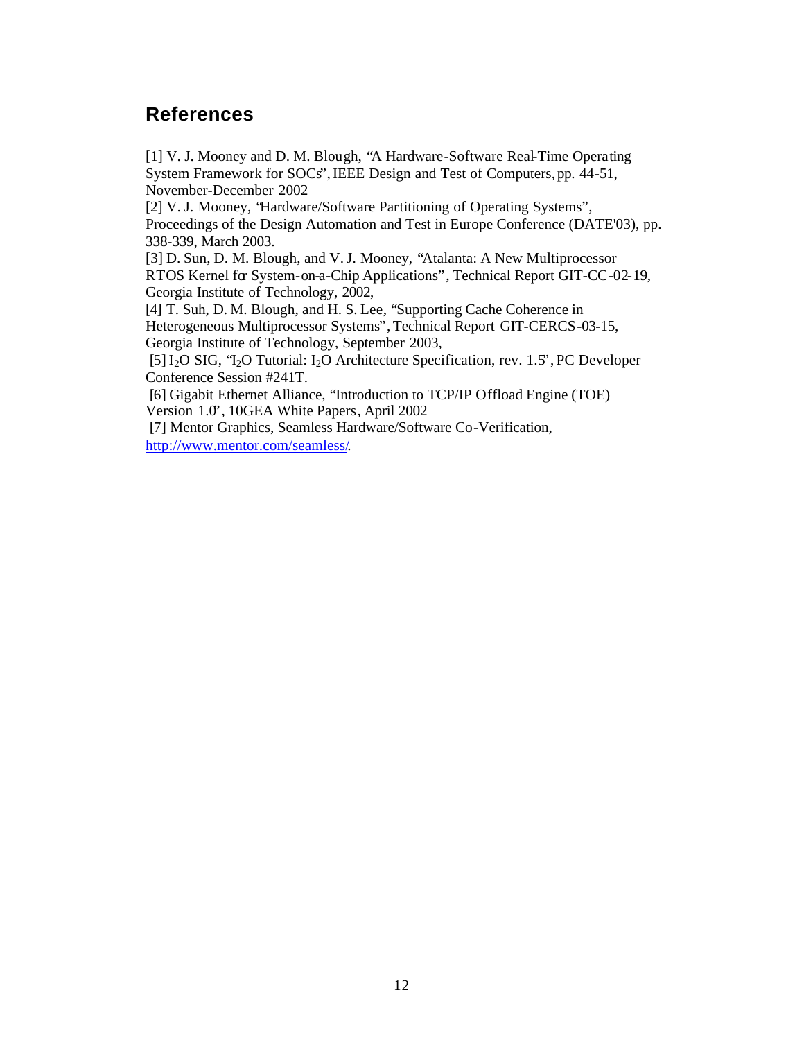## References

[1] V. J. Mooney and D. M. Blough, "A Hardware-Software Real-Time Operating System Framework for SOCs", IEEE Design and Test of Computers, pp. 44-51, November-December 2002

[2] V. J. Mooney, "Hardware/Software Partitioning of Operating Systems", Proceedings of the Design Automation and Test in Europe Conference (DATE'03), pp. 338-339, March 2003.

[3] D. Sun, D. M. Blough, and V. J. Mooney, "Atalanta: A New Multiprocessor RTOS Kernel for System-on-a-Chip Applications", Technical Report GIT-CC-02-19, Georgia Institute of Technology, 2002,

[4] T. Suh, D. M. Blough, and H. S. Lee, "Supporting Cache Coherence in Heterogeneous Multiprocessor Systems", Technical Report GIT-CERCS-03-15, Georgia Institute of Technology, September 2003,

[5] $I_2O$ SIG, "$I_2O$ Tutorial: $I_2O$ Architecture Specification, rev. 1.5", PC Developer Conference Session #241T.

[6] Gigabit Ethernet Alliance, "Introduction to TCP/IP Offload Engine (TOE) Version 1.0", 10GEA White Papers, April 2002

[7] Mentor Graphics, Seamless Hardware/Software Co-Verification, http://www.mentor.com/seamless/.